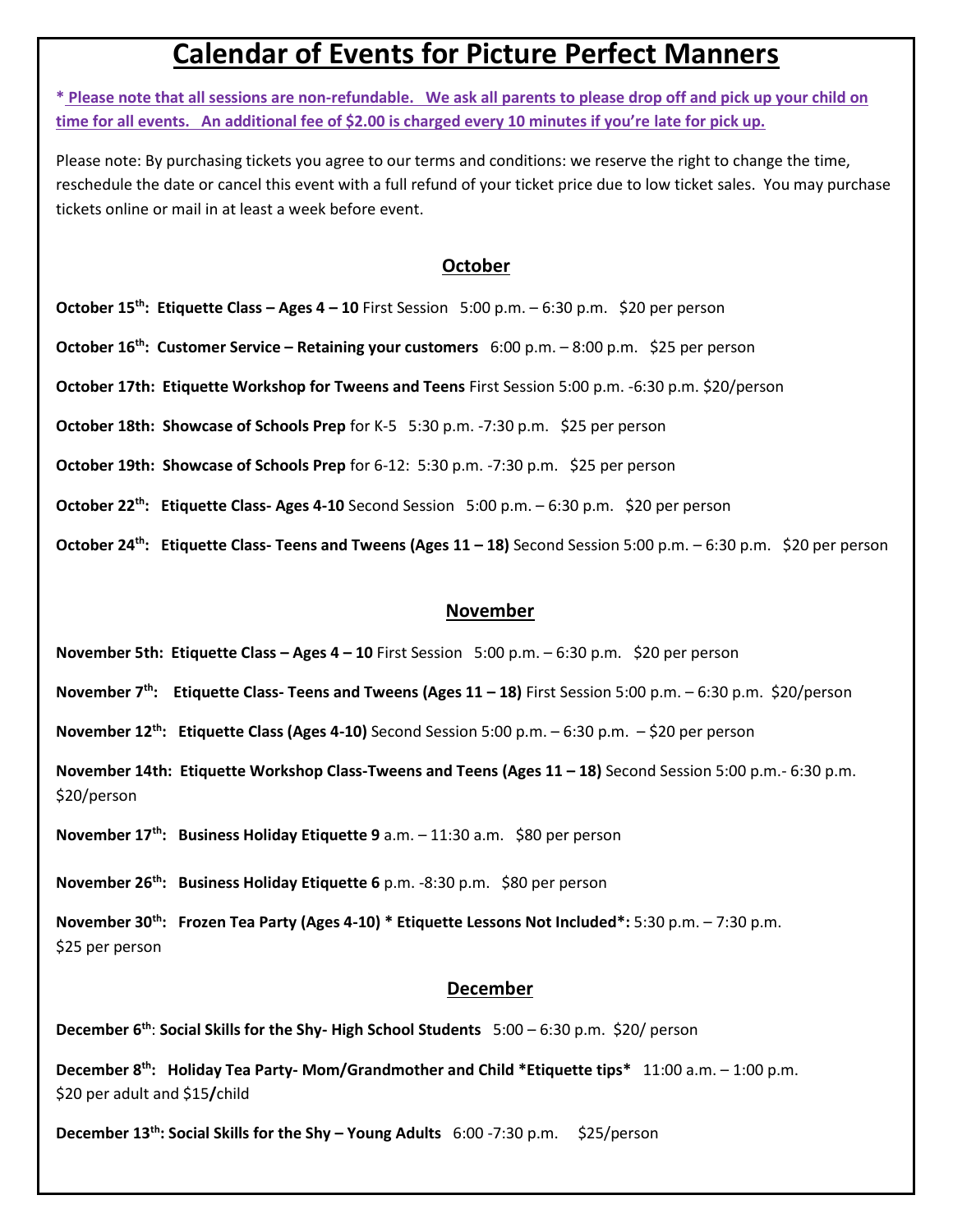# Calendar of Events for Picture Perfect Manners

**\* Please note that all sessions are non-refundable. We ask all parents to please drop off and pick up your child on time for all events. An additional fee of $2.00 is charged every 10 minutes if you're late for pick up.**

Please note: By purchasing tickets you agree to our terms and conditions: we reserve the right to change the time, reschedule the date or cancel this event with a full refund of your ticket price due to low ticket sales. You may purchase tickets online or mail in at least a week before event.

## October

**October 15th: Etiquette Class – Ages 4 – 10** First Session 5:00 p.m. – 6:30 p.m. $20 per person

**October 16th: Customer Service – Retaining your customers** 6:00 p.m. – 8:00 p.m. $25 per person

**October 17th: Etiquette Workshop for Tweens and Teens** First Session 5:00 p.m. -6:30 p.m. $20/person

**October 18th: Showcase of Schools Prep** for K-5 5:30 p.m. -7:30 p.m. $25 per person

**October 19th: Showcase of Schools Prep** for 6-12: 5:30 p.m. -7:30 p.m. $25 per person

**October 22th: Etiquette Class- Ages 4-10** Second Session 5:00 p.m. – 6:30 p.m. $20 per person

**October 24th: Etiquette Class- Teens and Tweens (Ages 11 – 18)** Second Session 5:00 p.m. – 6:30 p.m. $20 per person

## November

**November 5th: Etiquette Class – Ages 4 – 10** First Session 5:00 p.m. – 6:30 p.m. $20 per person

**November 7th: Etiquette Class- Teens and Tweens (Ages 11 – 18)** First Session 5:00 p.m. – 6:30 p.m. $20/person

**November 12th: Etiquette Class (Ages 4-10)** Second Session 5:00 p.m. – 6:30 p.m. – $20 per person

**November 14th: Etiquette Workshop Class-Tweens and Teens (Ages 11 – 18)** Second Session 5:00 p.m.- 6:30 p.m. $20/person

**November 17th: Business Holiday Etiquette 9** a.m. – 11:30 a.m. $80 per person

**November 26th: Business Holiday Etiquette 6** p.m. -8:30 p.m. $80 per person

**November 30th: Frozen Tea Party (Ages 4-10) \* Etiquette Lessons Not Included\*:** 5:30 p.m. – 7:30 p.m. $25 per person

## December

**December 6th**: **Social Skills for the Shy- High School Students** 5:00 – 6:30 p.m. $20/ person

**December 8th: Holiday Tea Party- Mom/Grandmother and Child \*Etiquette tips\*** 11:00 a.m. – 1:00 p.m. $20 per adult and $15**/**child

**December 13th: Social Skills for the Shy – Young Adults** 6:00 -7:30 p.m. $25/person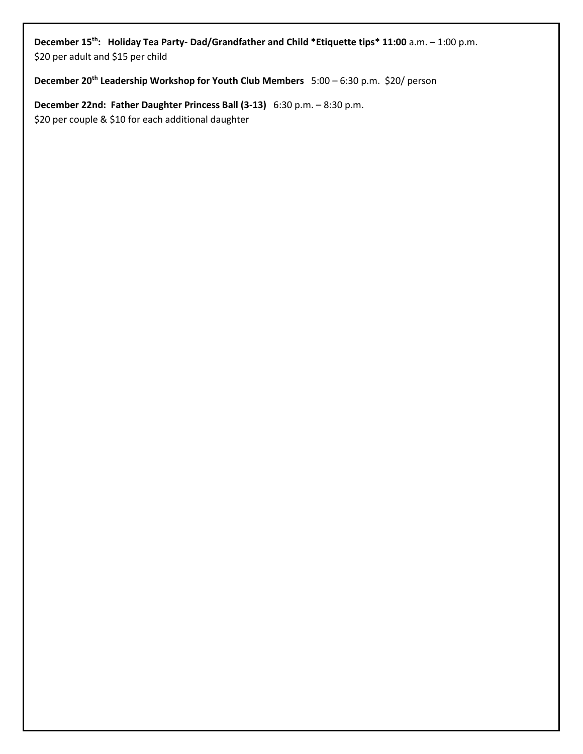**December 15th: Holiday Tea Party- Dad/Grandfather and Child *Etiquette tips* 11:00** a.m. – 1:00 p.m.
$20 per adult and $15 per child

**December 20th Leadership Workshop for Youth Club Members** 5:00 – 6:30 p.m. $20/ person

**December 22nd: Father Daughter Princess Ball (3-13)** 6:30 p.m. – 8:30 p.m.
$20 per couple & $10 for each additional daughter